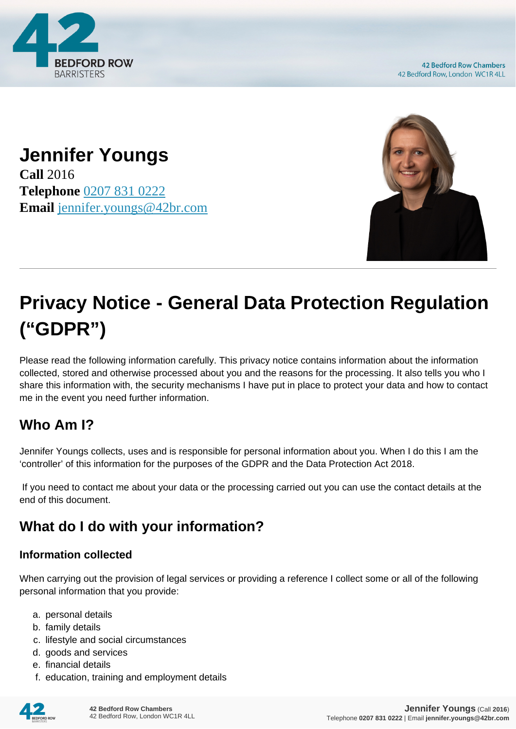# Jennifer Youngs

**Call** 2016
**Telephone** 0207 831 0222
**Email** jennifer.youngs@42br.com

## Privacy Notice - General Data Protection Regulation ("GDPR")

Please read the following information carefully. This privacy notice contains information about the information collected, stored and otherwise processed about you and the reasons for the processing. It also tells you who I share this information with, the security mechanisms I have put in place to protect your data and how to contact me in the event you need further information.

### Who Am I?

Jennifer Youngs collects, uses and is responsible for personal information about you. When I do this I am the 'controller' of this information for the purposes of the GDPR and the Data Protection Act 2018.

If you need to contact me about your data or the processing carried out you can use the contact details at the end of this document.

### What do I do with your information?

#### Information collected

When carrying out the provision of legal services or providing a reference I collect some or all of the following personal information that you provide:

a. personal details
b. family details
c. lifestyle and social circumstances
d. goods and services
e. financial details
f. education, training and employment details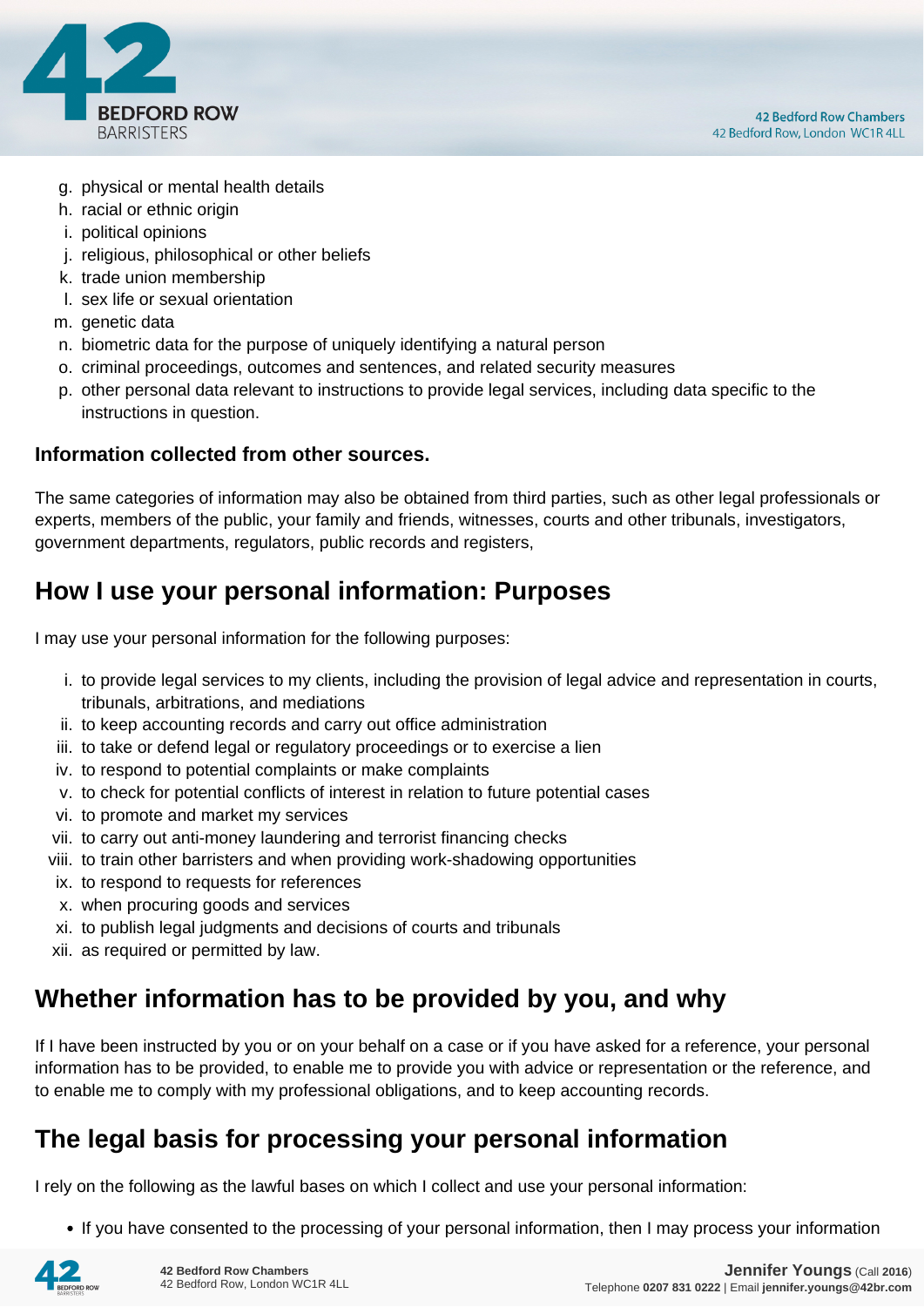g. physical or mental health details
h. racial or ethnic origin
i. political opinions
j. religious, philosophical or other beliefs
k. trade union membership
l. sex life or sexual orientation
m. genetic data
n. biometric data for the purpose of uniquely identifying a natural person
o. criminal proceedings, outcomes and sentences, and related security measures
p. other personal data relevant to instructions to provide legal services, including data specific to the instructions in question.

**Information collected from other sources.**

The same categories of information may also be obtained from third parties, such as other legal professionals or experts, members of the public, your family and friends, witnesses, courts and other tribunals, investigators, government departments, regulators, public records and registers,

## How I use your personal information: Purposes

I may use your personal information for the following purposes:

i. to provide legal services to my clients, including the provision of legal advice and representation in courts, tribunals, arbitrations, and mediations
ii. to keep accounting records and carry out office administration
iii. to take or defend legal or regulatory proceedings or to exercise a lien
iv. to respond to potential complaints or make complaints
v. to check for potential conflicts of interest in relation to future potential cases
vi. to promote and market my services
vii. to carry out anti-money laundering and terrorist financing checks
viii. to train other barristers and when providing work-shadowing opportunities
ix. to respond to requests for references
x. when procuring goods and services
xi. to publish legal judgments and decisions of courts and tribunals
xii. as required or permitted by law.

## Whether information has to be provided by you, and why

If I have been instructed by you or on your behalf on a case or if you have asked for a reference, your personal information has to be provided, to enable me to provide you with advice or representation or the reference, and to enable me to comply with my professional obligations, and to keep accounting records.

## The legal basis for processing your personal information

I rely on the following as the lawful bases on which I collect and use your personal information:

- If you have consented to the processing of your personal information, then I may process your information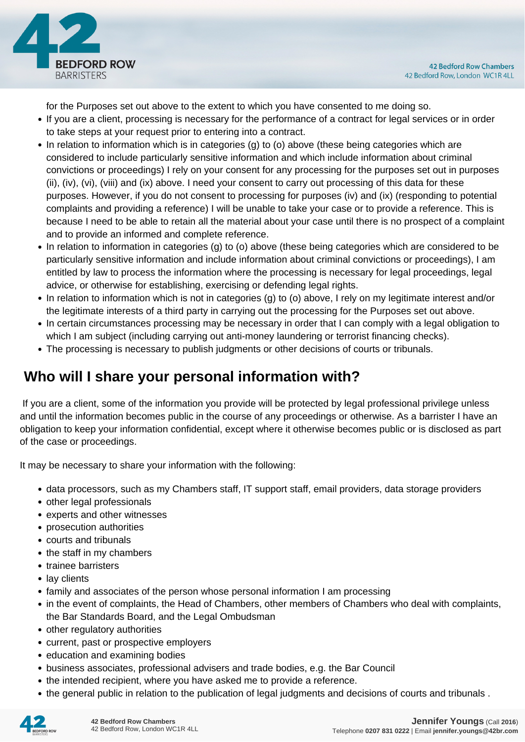for the Purposes set out above to the extent to which you have consented to me doing so.

- If you are a client, processing is necessary for the performance of a contract for legal services or in order to take steps at your request prior to entering into a contract.
- In relation to information which is in categories (g) to (o) above (these being categories which are considered to include particularly sensitive information and which include information about criminal convictions or proceedings) I rely on your consent for any processing for the purposes set out in purposes (ii), (iv), (vi), (viii) and (ix) above. I need your consent to carry out processing of this data for these purposes. However, if you do not consent to processing for purposes (iv) and (ix) (responding to potential complaints and providing a reference) I will be unable to take your case or to provide a reference. This is because I need to be able to retain all the material about your case until there is no prospect of a complaint and to provide an informed and complete reference.
- In relation to information in categories (g) to (o) above (these being categories which are considered to be particularly sensitive information and include information about criminal convictions or proceedings), I am entitled by law to process the information where the processing is necessary for legal proceedings, legal advice, or otherwise for establishing, exercising or defending legal rights.
- In relation to information which is not in categories (g) to (o) above, I rely on my legitimate interest and/or the legitimate interests of a third party in carrying out the processing for the Purposes set out above.
- In certain circumstances processing may be necessary in order that I can comply with a legal obligation to which I am subject (including carrying out anti-money laundering or terrorist financing checks).
- The processing is necessary to publish judgments or other decisions of courts or tribunals.

## Who will I share your personal information with?

If you are a client, some of the information you provide will be protected by legal professional privilege unless and until the information becomes public in the course of any proceedings or otherwise. As a barrister I have an obligation to keep your information confidential, except where it otherwise becomes public or is disclosed as part of the case or proceedings.

It may be necessary to share your information with the following:

- data processors, such as my Chambers staff, IT support staff, email providers, data storage providers
- other legal professionals
- experts and other witnesses
- prosecution authorities
- courts and tribunals
- the staff in my chambers
- trainee barristers
- lay clients
- family and associates of the person whose personal information I am processing
- in the event of complaints, the Head of Chambers, other members of Chambers who deal with complaints, the Bar Standards Board, and the Legal Ombudsman
- other regulatory authorities
- current, past or prospective employers
- education and examining bodies
- business associates, professional advisers and trade bodies, e.g. the Bar Council
- the intended recipient, where you have asked me to provide a reference.
- the general public in relation to the publication of legal judgments and decisions of courts and tribunals .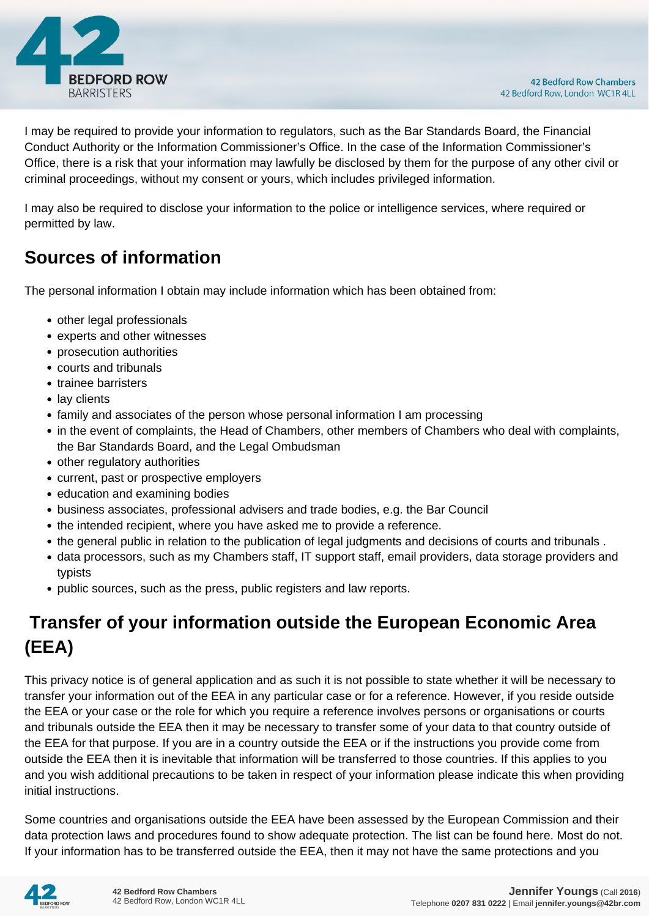I may be required to provide your information to regulators, such as the Bar Standards Board, the Financial Conduct Authority or the Information Commissioner's Office. In the case of the Information Commissioner's Office, there is a risk that your information may lawfully be disclosed by them for the purpose of any other civil or criminal proceedings, without my consent or yours, which includes privileged information.

I may also be required to disclose your information to the police or intelligence services, where required or permitted by law.

## Sources of information

The personal information I obtain may include information which has been obtained from:

- other legal professionals
- experts and other witnesses
- prosecution authorities
- courts and tribunals
- trainee barristers
- lay clients
- family and associates of the person whose personal information I am processing
- in the event of complaints, the Head of Chambers, other members of Chambers who deal with complaints, the Bar Standards Board, and the Legal Ombudsman
- other regulatory authorities
- current, past or prospective employers
- education and examining bodies
- business associates, professional advisers and trade bodies, e.g. the Bar Council
- the intended recipient, where you have asked me to provide a reference.
- the general public in relation to the publication of legal judgments and decisions of courts and tribunals .
- data processors, such as my Chambers staff, IT support staff, email providers, data storage providers and typists
- public sources, such as the press, public registers and law reports.

## Transfer of your information outside the European Economic Area (EEA)

This privacy notice is of general application and as such it is not possible to state whether it will be necessary to transfer your information out of the EEA in any particular case or for a reference. However, if you reside outside the EEA or your case or the role for which you require a reference involves persons or organisations or courts and tribunals outside the EEA then it may be necessary to transfer some of your data to that country outside of the EEA for that purpose. If you are in a country outside the EEA or if the instructions you provide come from outside the EEA then it is inevitable that information will be transferred to those countries. If this applies to you and you wish additional precautions to be taken in respect of your information please indicate this when providing initial instructions.

Some countries and organisations outside the EEA have been assessed by the European Commission and their data protection laws and procedures found to show adequate protection. The list can be found here. Most do not. If your information has to be transferred outside the EEA, then it may not have the same protections and you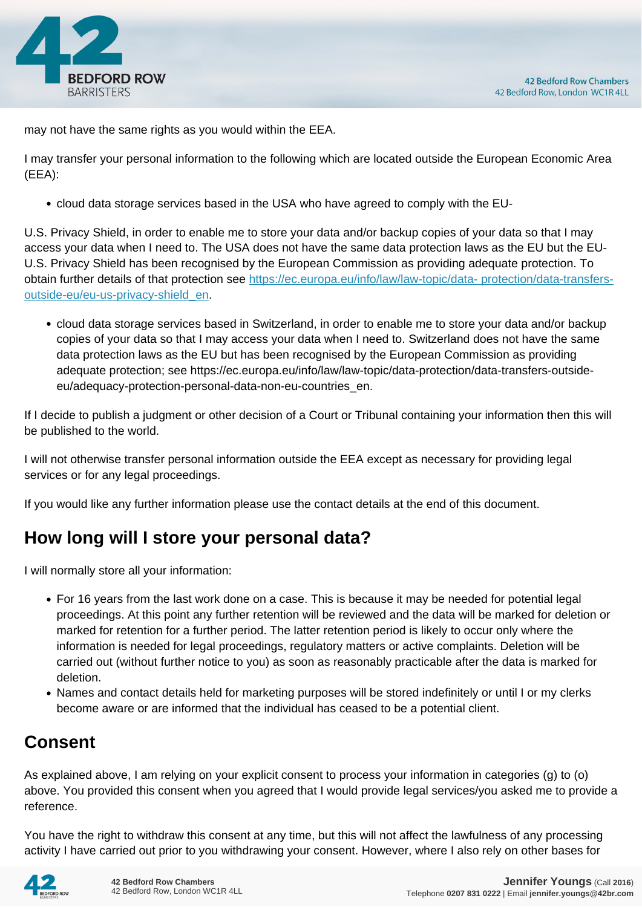may not have the same rights as you would within the EEA.

I may transfer your personal information to the following which are located outside the European Economic Area (EEA):

- cloud data storage services based in the USA who have agreed to comply with the EU-

U.S. Privacy Shield, in order to enable me to store your data and/or backup copies of your data so that I may access your data when I need to. The USA does not have the same data protection laws as the EU but the EU-U.S. Privacy Shield has been recognised by the European Commission as providing adequate protection. To obtain further details of that protection see [https://ec.europa.eu/info/law/law-topic/data- protection/data-transfers-outside-eu/eu-us-privacy-shield_en](https://ec.europa.eu/info/law/law-topic/data-protection/data-transfers-outside-eu/eu-us-privacy-shield_en).

- cloud data storage services based in Switzerland, in order to enable me to store your data and/or backup copies of your data so that I may access your data when I need to. Switzerland does not have the same data protection laws as the EU but has been recognised by the European Commission as providing adequate protection; see https://ec.europa.eu/info/law/law-topic/data-protection/data-transfers-outside-eu/adequacy-protection-personal-data-non-eu-countries_en.

If I decide to publish a judgment or other decision of a Court or Tribunal containing your information then this will be published to the world.

I will not otherwise transfer personal information outside the EEA except as necessary for providing legal services or for any legal proceedings.

If you would like any further information please use the contact details at the end of this document.

## How long will I store your personal data?

I will normally store all your information:

- For 16 years from the last work done on a case. This is because it may be needed for potential legal proceedings. At this point any further retention will be reviewed and the data will be marked for deletion or marked for retention for a further period. The latter retention period is likely to occur only where the information is needed for legal proceedings, regulatory matters or active complaints. Deletion will be carried out (without further notice to you) as soon as reasonably practicable after the data is marked for deletion.
- Names and contact details held for marketing purposes will be stored indefinitely or until I or my clerks become aware or are informed that the individual has ceased to be a potential client.

## Consent

As explained above, I am relying on your explicit consent to process your information in categories (g) to (o) above. You provided this consent when you agreed that I would provide legal services/you asked me to provide a reference.

You have the right to withdraw this consent at any time, but this will not affect the lawfulness of any processing activity I have carried out prior to you withdrawing your consent. However, where I also rely on other bases for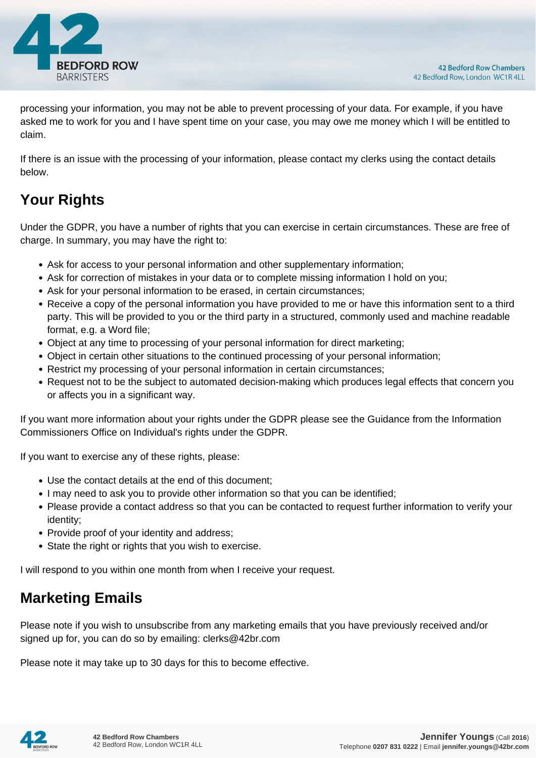processing your information, you may not be able to prevent processing of your data. For example, if you have asked me to work for you and I have spent time on your case, you may owe me money which I will be entitled to claim.

If there is an issue with the processing of your information, please contact my clerks using the contact details below.

## Your Rights

Under the GDPR, you have a number of rights that you can exercise in certain circumstances. These are free of charge. In summary, you may have the right to:

- Ask for access to your personal information and other supplementary information;
- Ask for correction of mistakes in your data or to complete missing information I hold on you;
- Ask for your personal information to be erased, in certain circumstances;
- Receive a copy of the personal information you have provided to me or have this information sent to a third party. This will be provided to you or the third party in a structured, commonly used and machine readable format, e.g. a Word file;
- Object at any time to processing of your personal information for direct marketing;
- Object in certain other situations to the continued processing of your personal information;
- Restrict my processing of your personal information in certain circumstances;
- Request not to be the subject to automated decision-making which produces legal effects that concern you or affects you in a significant way.

If you want more information about your rights under the GDPR please see the Guidance from the Information Commissioners Office on Individual's rights under the GDPR.

If you want to exercise any of these rights, please:

- Use the contact details at the end of this document;
- I may need to ask you to provide other information so that you can be identified;
- Please provide a contact address so that you can be contacted to request further information to verify your identity;
- Provide proof of your identity and address;
- State the right or rights that you wish to exercise.

I will respond to you within one month from when I receive your request.

## Marketing Emails

Please note if you wish to unsubscribe from any marketing emails that you have previously received and/or signed up for, you can do so by emailing: clerks@42br.com

Please note it may take up to 30 days for this to become effective.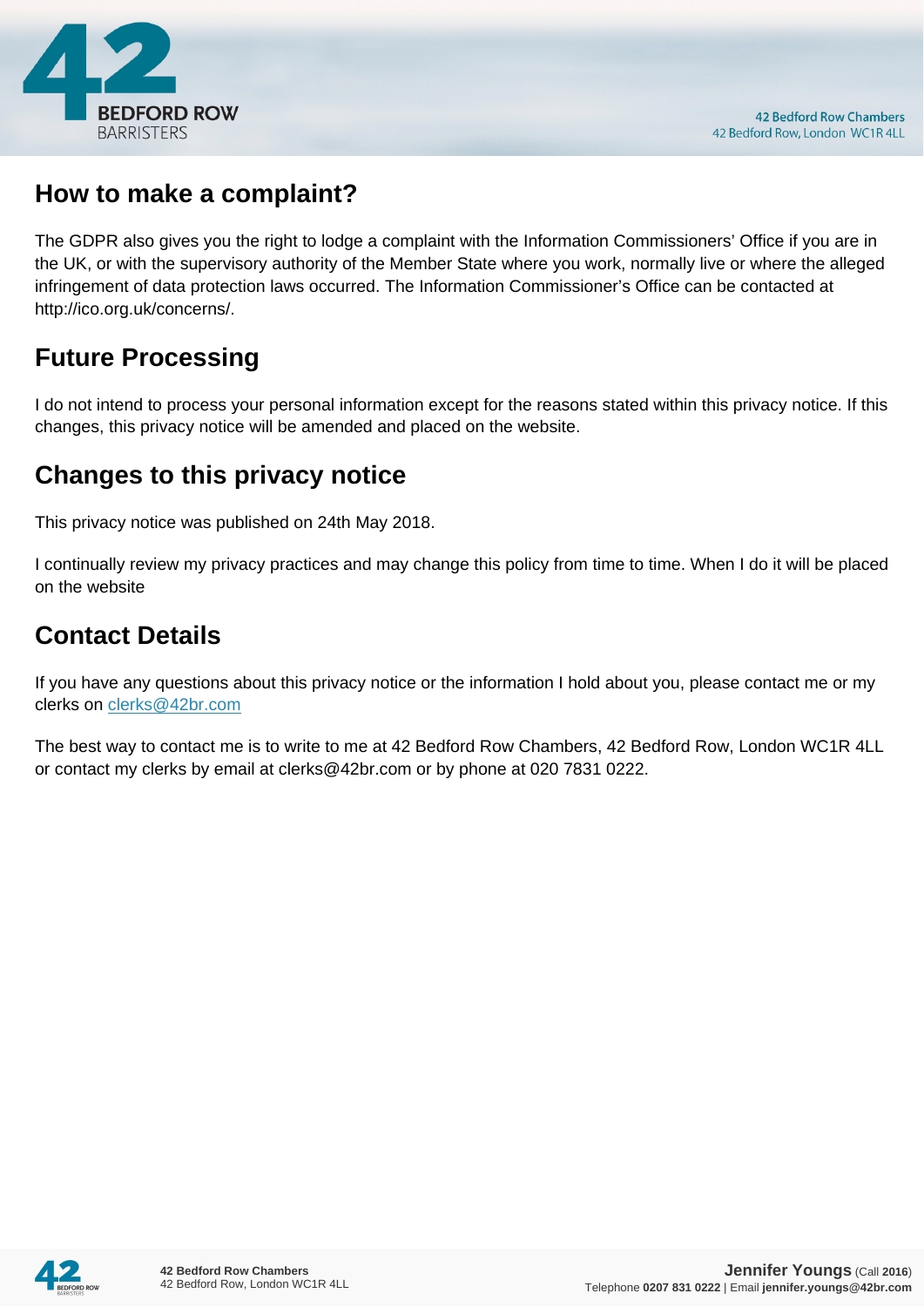## How to make a complaint?

The GDPR also gives you the right to lodge a complaint with the Information Commissioners' Office if you are in the UK, or with the supervisory authority of the Member State where you work, normally live or where the alleged infringement of data protection laws occurred. The Information Commissioner's Office can be contacted at http://ico.org.uk/concerns/.

## Future Processing

I do not intend to process your personal information except for the reasons stated within this privacy notice. If this changes, this privacy notice will be amended and placed on the website.

## Changes to this privacy notice

This privacy notice was published on 24th May 2018.

I continually review my privacy practices and may change this policy from time to time. When I do it will be placed on the website

## Contact Details

If you have any questions about this privacy notice or the information I hold about you, please contact me or my clerks on clerks@42br.com

The best way to contact me is to write to me at 42 Bedford Row Chambers, 42 Bedford Row, London WC1R 4LL or contact my clerks by email at clerks@42br.com or by phone at 020 7831 0222.